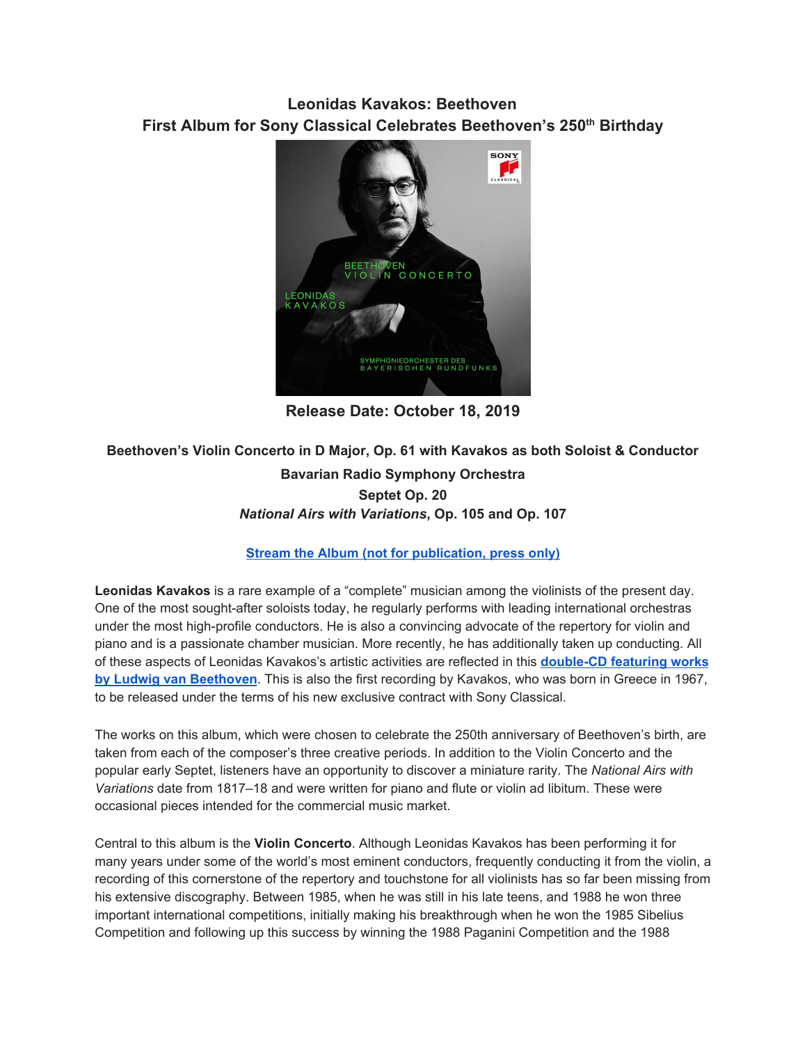# Leonidas Kavakos: Beethoven

## First Album for Sony Classical Celebrates Beethoven's 250th Birthday

**Release Date: October 18, 2019**

**Beethoven's Violin Concerto in D Major, Op. 61 with Kavakos as both Soloist & Conductor**

**Bavarian Radio Symphony Orchestra**

**Septet Op. 20**

***National Airs with Variations*, Op. 105 and Op. 107**

**[Stream the Album (not for publication, press only)]**

**Leonidas Kavakos** is a rare example of a "complete" musician among the violinists of the present day. One of the most sought-after soloists today, he regularly performs with leading international orchestras under the most high-profile conductors. He is also a convincing advocate of the repertory for violin and piano and is a passionate chamber musician. More recently, he has additionally taken up conducting. All of these aspects of Leonidas Kavakos's artistic activities are reflected in this **double-CD featuring works by Ludwig van Beethoven**. This is also the first recording by Kavakos, who was born in Greece in 1967, to be released under the terms of his new exclusive contract with Sony Classical.

The works on this album, which were chosen to celebrate the 250th anniversary of Beethoven's birth, are taken from each of the composer's three creative periods. In addition to the Violin Concerto and the popular early Septet, listeners have an opportunity to discover a miniature rarity. The *National Airs with Variations* date from 1817–18 and were written for piano and flute or violin ad libitum. These were occasional pieces intended for the commercial music market.

Central to this album is the **Violin Concerto**. Although Leonidas Kavakos has been performing it for many years under some of the world's most eminent conductors, frequently conducting it from the violin, a recording of this cornerstone of the repertory and touchstone for all violinists has so far been missing from his extensive discography. Between 1985, when he was still in his late teens, and 1988 he won three important international competitions, initially making his breakthrough when he won the 1985 Sibelius Competition and following up this success by winning the 1988 Paganini Competition and the 1988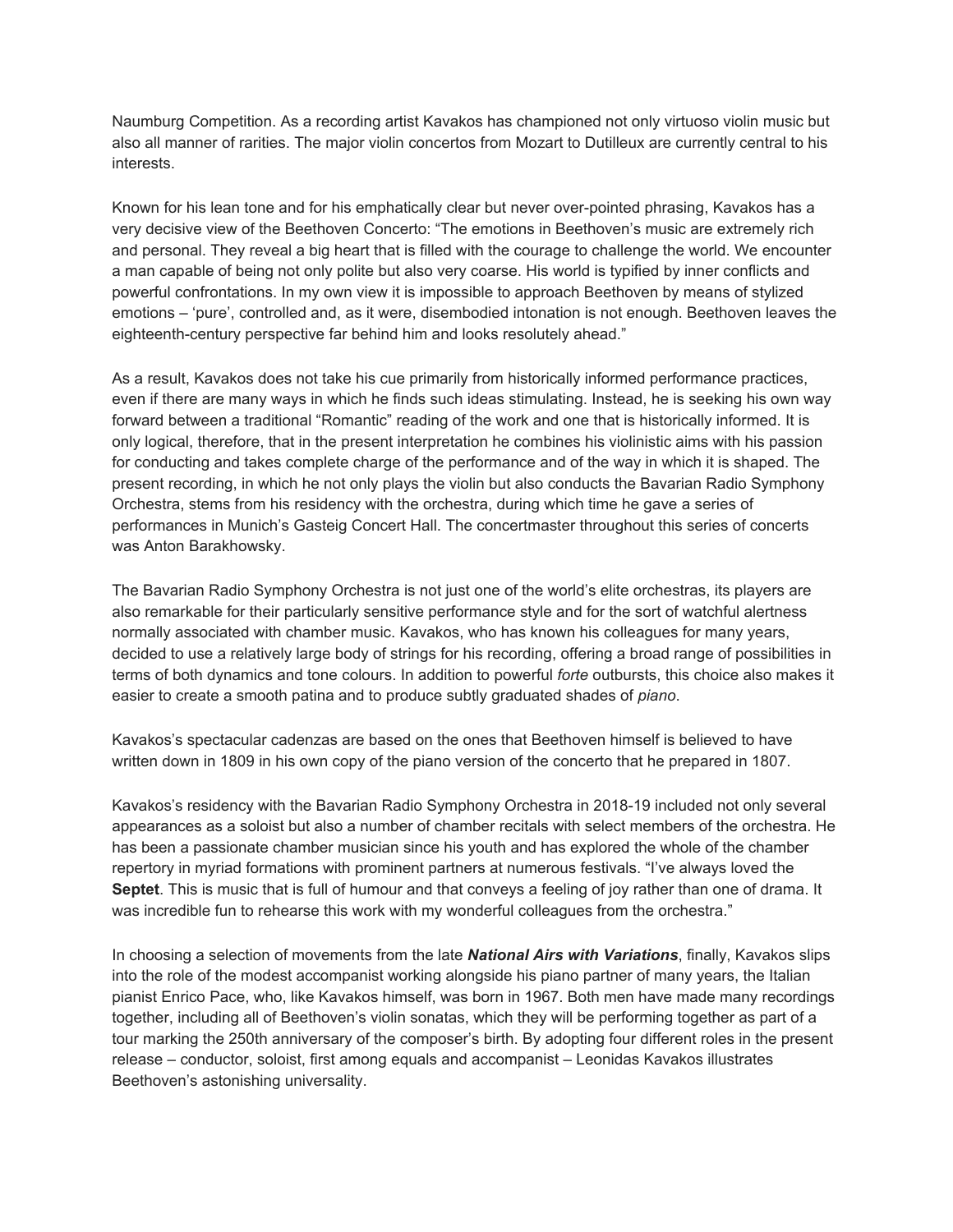Naumburg Competition. As a recording artist Kavakos has championed not only virtuoso violin music but also all manner of rarities. The major violin concertos from Mozart to Dutilleux are currently central to his interests.

Known for his lean tone and for his emphatically clear but never over-pointed phrasing, Kavakos has a very decisive view of the Beethoven Concerto: "The emotions in Beethoven's music are extremely rich and personal. They reveal a big heart that is filled with the courage to challenge the world. We encounter a man capable of being not only polite but also very coarse. His world is typified by inner conflicts and powerful confrontations. In my own view it is impossible to approach Beethoven by means of stylized emotions – 'pure', controlled and, as it were, disembodied intonation is not enough. Beethoven leaves the eighteenth-century perspective far behind him and looks resolutely ahead."

As a result, Kavakos does not take his cue primarily from historically informed performance practices, even if there are many ways in which he finds such ideas stimulating. Instead, he is seeking his own way forward between a traditional "Romantic" reading of the work and one that is historically informed. It is only logical, therefore, that in the present interpretation he combines his violinistic aims with his passion for conducting and takes complete charge of the performance and of the way in which it is shaped. The present recording, in which he not only plays the violin but also conducts the Bavarian Radio Symphony Orchestra, stems from his residency with the orchestra, during which time he gave a series of performances in Munich's Gasteig Concert Hall. The concertmaster throughout this series of concerts was Anton Barakhowsky.

The Bavarian Radio Symphony Orchestra is not just one of the world's elite orchestras, its players are also remarkable for their particularly sensitive performance style and for the sort of watchful alertness normally associated with chamber music. Kavakos, who has known his colleagues for many years, decided to use a relatively large body of strings for his recording, offering a broad range of possibilities in terms of both dynamics and tone colours. In addition to powerful *forte* outbursts, this choice also makes it easier to create a smooth patina and to produce subtly graduated shades of *piano*.

Kavakos's spectacular cadenzas are based on the ones that Beethoven himself is believed to have written down in 1809 in his own copy of the piano version of the concerto that he prepared in 1807.

Kavakos's residency with the Bavarian Radio Symphony Orchestra in 2018-19 included not only several appearances as a soloist but also a number of chamber recitals with select members of the orchestra. He has been a passionate chamber musician since his youth and has explored the whole of the chamber repertory in myriad formations with prominent partners at numerous festivals. "I've always loved the **Septet**. This is music that is full of humour and that conveys a feeling of joy rather than one of drama. It was incredible fun to rehearse this work with my wonderful colleagues from the orchestra."

In choosing a selection of movements from the late ***National Airs with Variations***, finally, Kavakos slips into the role of the modest accompanist working alongside his piano partner of many years, the Italian pianist Enrico Pace, who, like Kavakos himself, was born in 1967. Both men have made many recordings together, including all of Beethoven's violin sonatas, which they will be performing together as part of a tour marking the 250th anniversary of the composer's birth. By adopting four different roles in the present release – conductor, soloist, first among equals and accompanist – Leonidas Kavakos illustrates Beethoven's astonishing universality.